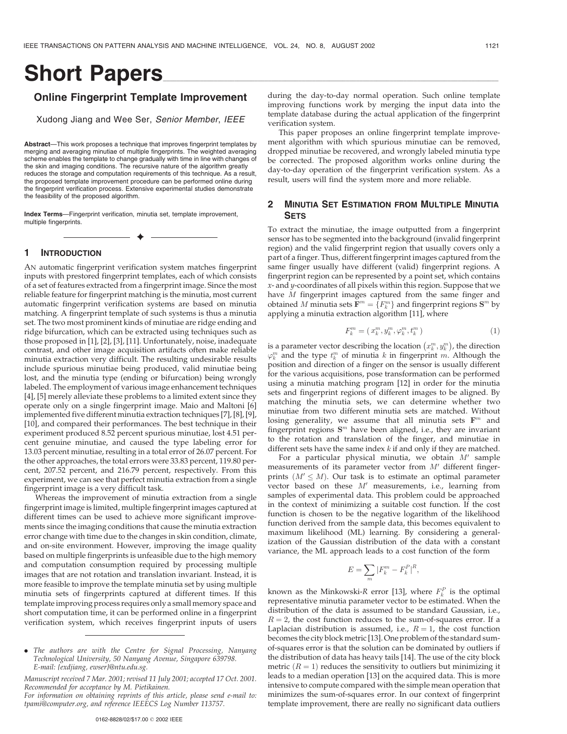# Short Papers

## Online Fingerprint Template Improvement

Xudong Jiang and Wee Ser, *Senior Member*, *IEEE*

**Abstract**—This work proposes a technique that improves fingerprint templates by merging and averaging minutiae of multiple fingerprints. The weighted averaging scheme enables the template to change gradually with time in line with changes of the skin and imaging conditions. The recursive nature of the algorithm greatly reduces the storage and computation requirements of this technique. As a result, the proposed template improvement procedure can be performed online during the fingerprint verification process. Extensive experimental studies demonstrate the feasibility of the proposed algorithm.

**Index Terms**—Fingerprint verification, minutia set, template improvement, multiple fingerprints.

## 1 Introduction

An automatic fingerprint verification system matches fingerprint inputs with prestored fingerprint templates, each of which consists of a set of features extracted from a fingerprint image. Since the most reliable feature for fingerprint matching is the minutia, most current automatic fingerprint verification systems are based on minutia matching. A fingerprint template of such systems is thus a minutia set. The two most prominent kinds of minutiae are ridge ending and ridge bifurcation, which can be extracted using techniques such as those proposed in [1], [2], [3], [11]. Unfortunately, noise, inadequate contrast, and other image acquisition artifacts often make reliable minutia extraction very difficult. The resulting undesirable results include spurious minutiae being produced, valid minutiae being lost, and the minutia type (ending or bifurcation) being wrongly labeled. The employment of various image enhancement techniques [4], [5] merely alleviate these problems to a limited extent since they operate only on a single fingerprint image. Maio and Maltoni [6] implemented five different minutia extraction techniques [7], [8], [9], [10], and compared their performances. The best technique in their experiment produced 8.52 percent spurious minutiae, lost 4.51 percent genuine minutiae, and caused the type labeling error for 13.03 percent minutiae, resulting in a total error of 26.07 percent. For the other approaches, the total errors were 33.83 percent, 119.80 percent, 207.52 percent, and 216.79 percent, respectively. From this experiment, we can see that perfect minutia extraction from a single fingerprint image is a very difficult task.

Whereas the improvement of minutia extraction from a single fingerprint image is limited, multiple fingerprint images captured at different times can be used to achieve more significant improvements since the imaging conditions that cause the minutia extraction error change with time due to the changes in skin condition, climate, and on-site environment. However, improving the image quality based on multiple fingerprints is unfeasible due to the high memory and computation consumption required by processing multiple images that are not rotation and translation invariant. Instead, it is more feasible to improve the template minutia set by using multiple minutia sets of fingerprints captured at different times. If this template improving process requires only a small memory space and short computation time, it can be performed online in a fingerprint verification system, which receives fingerprint inputs of users during the day-to-day normal operation. Such online template improving functions work by merging the input data into the template database during the actual application of the fingerprint verification system.

This paper proposes an online fingerprint template improvement algorithm with which spurious minutiae can be removed, dropped minutiae be recovered, and wrongly labeled minutia type be corrected. The proposed algorithm works online during the day-to-day operation of the fingerprint verification system. As a result, users will find the system more and more reliable.

- *The authors are with the Centre for Signal Processing, Nanyang Technological University, 50 Nanyang Avenue, Singapore 639798. E-mail: {exdjiang, ewser}@ntu.edu.sg.*

*Manuscript received 7 Mar. 2001; revised 11 July 2001; accepted 17 Oct. 2001. Recommended for acceptance by M. Pietikainen.*
*For information on obtaining reprints of this article, please send e-mail to: tpami@computer.org, and reference IEEECS Log Number 113757.*

## 2 Minutia Set Estimation from Multiple Minutia Sets

To extract the minutiae, the image outputted from a fingerprint sensor has to be segmented into the background (invalid fingerprint region) and the valid fingerprint region that usually covers only a part of a finger. Thus, different fingerprint images captured from the same finger usually have different (valid) fingerprint regions. A fingerprint region can be represented by a point set, which contains *x*- and *y*-coordinates of all pixels within this region. Suppose that we have $M$ fingerprint images captured from the same finger and obtained $M$ minutia sets $\mathbf{F}^m = \{F_k^m\}$ and fingerprint regions $\mathbf{S}^m$ by applying a minutia extraction algorithm [11], where

$$F_k^m = (x_k^m, y_k^m, \varphi_k^m, t_k^m) \tag{1}$$

is a parameter vector describing the location $(x_k^m, y_k^m)$, the direction $\varphi_k^m$ and the type $t_k^m$ of minutia $k$ in fingerprint $m$. Although the position and direction of a finger on the sensor is usually different for the various acquisitions, pose transformation can be performed using a minutia matching program [12] in order for the minutia sets and fingerprint regions of different images to be aligned. By matching the minutia sets, we can determine whether two minutiae from two different minutia sets are matched. Without losing generality, we assume that all minutia sets $\mathbf{F}^m$ and fingerprint regions $\mathbf{S}^m$ have been aligned, i.e., they are invariant to the rotation and translation of the finger, and minutiae in different sets have the same index $k$ if and only if they are matched.

For a particular physical minutia, we obtain $M'$ sample measurements of its parameter vector from $M'$ different fingerprints ($M' \leq M$). Our task is to estimate an optimal parameter vector based on these $M'$ measurements, i.e., learning from samples of experimental data. This problem could be approached in the context of minimizing a suitable cost function. If the cost function is chosen to be the negative logarithm of the likelihood function derived from the sample data, this becomes equivalent to maximum likelihood (ML) learning. By considering a generalization of the Gaussian distribution of the data with a constant variance, the ML approach leads to a cost function of the form

$$E = \sum_m |F_k^m - F_k^P|^R,$$

known as the Minkowski-*R* error [13], where $F_k^P$ is the optimal representative minutia parameter vector to be estimated. When the distribution of the data is assumed to be standard Gaussian, i.e., $R = 2$, the cost function reduces to the sum-of-squares error. If a Laplacian distribution is assumed, i.e., $R = 1$, the cost function becomes the city block metric [13]. One problem of the standard sum-of-squares error is that the solution can be dominated by outliers if the distribution of data has heavy tails [14]. The use of the city block metric ($R = 1$) reduces the sensitivity to outliers but minimizing it leads to a median operation [13] on the acquired data. This is more intensive to compute compared with the simple mean operation that minimizes the sum-of-squares error. In our context of fingerprint template improvement, there are really no significant data outliers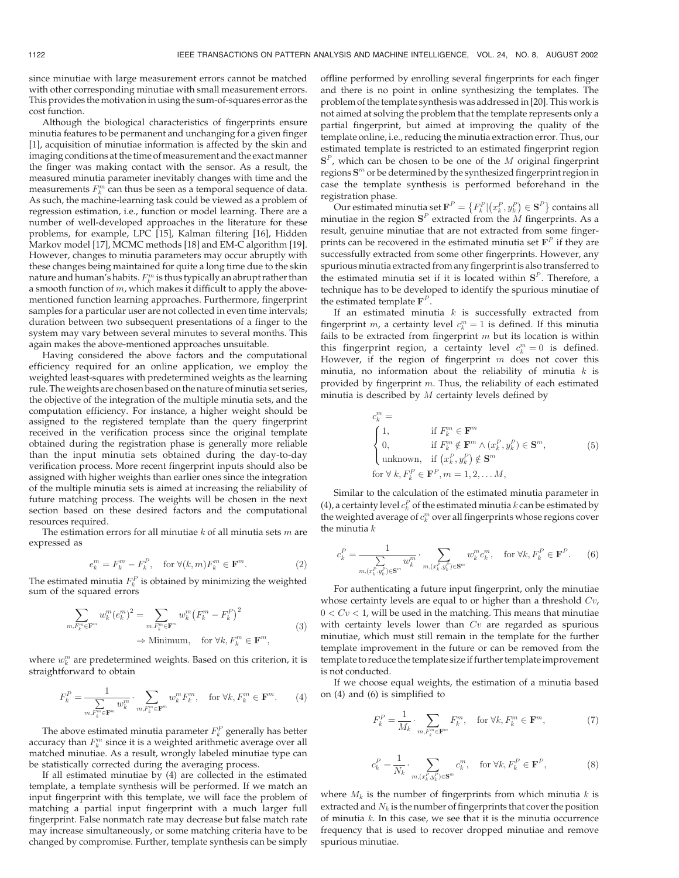since minutiae with large measurement errors cannot be matched with other corresponding minutiae with small measurement errors. This provides the motivation in using the sum-of-squares error as the cost function.

Although the biological characteristics of fingerprints ensure minutia features to be permanent and unchanging for a given finger [1], acquisition of minutiae information is affected by the skin and imaging conditions at the time of measurement and the exact manner the finger was making contact with the sensor. As a result, the measured minutia parameter inevitably changes with time and the measurements $F_k^m$ can thus be seen as a temporal sequence of data. As such, the machine-learning task could be viewed as a problem of regression estimation, i.e., function or model learning. There are a number of well-developed approaches in the literature for these problems, for example, LPC [15], Kalman filtering [16], Hidden Markov model [17], MCMC methods [18] and EM-C algorithm [19]. However, changes to minutia parameters may occur abruptly with these changes being maintained for quite a long time due to the skin nature and human's habits. $F_k^m$ is thus typically an abrupt rather than a smooth function of $m$, which makes it difficult to apply the above-mentioned function learning approaches. Furthermore, fingerprint samples for a particular user are not collected in even time intervals; duration between two subsequent presentations of a finger to the system may vary between several minutes to several months. This again makes the above-mentioned approaches unsuitable.

Having considered the above factors and the computational efficiency required for an online application, we employ the weighted least-squares with predetermined weights as the learning rule. The weights are chosen based on the nature of minutia set series, the objective of the integration of the multiple minutia sets, and the computation efficiency. For instance, a higher weight should be assigned to the registered template than the query fingerprint received in the verification process since the original template obtained during the registration phase is generally more reliable than the input minutia sets obtained during the day-to-day verification process. More recent fingerprint inputs should also be assigned with higher weights than earlier ones since the integration of the multiple minutia sets is aimed at increasing the reliability of future matching process. The weights will be chosen in the next section based on these desired factors and the computational resources required.

The estimation errors for all minutiae $k$ of all minutia sets $m$ are expressed as

$$e_k^m = F_k^m - F_k^P, \quad \text{for } \forall (k,m) F_k^m \in \mathbf{F}^m. \tag{2}$$

The estimated minutia $F_k^P$ is obtained by minimizing the weighted sum of the squared errors

$$\sum_{m,F_k^m \in \mathbf{F}^m} w_k^m (e_k^m)^2 = \sum_{m,F_k^m \in \mathbf{F}^m} w_k^m \left(F_k^m - F_k^P\right)^2 \Rightarrow \text{Minimum}, \quad \text{for } \forall k, F_k^m \in \mathbf{F}^m, \tag{3}$$

where $w_k^m$ are predetermined weights. Based on this criterion, it is straightforward to obtain

$$F_k^P = \frac{1}{\sum\limits_{m,F_k^m \in \mathbf{F}^m} w_k^m} \cdot \sum_{m,F_k^m \in \mathbf{F}^m} w_k^m F_k^m, \quad \text{for } \forall k, F_k^m \in \mathbf{F}^m. \tag{4}$$

The above estimated minutia parameter $F_k^P$ generally has better accuracy than $F_k^m$ since it is a weighted arithmetic average over all matched minutiae. As a result, wrongly labeled minutiae type can be statistically corrected during the averaging process.

If all estimated minutiae by (4) are collected in the estimated template, a template synthesis will be performed. If we match an input fingerprint with this template, we will face the problem of matching a partial input fingerprint with a much larger full fingerprint. False nonmatch rate may decrease but false match rate may increase simultaneously, or some matching criteria have to be changed by compromise. Further, template synthesis can be simply offline performed by enrolling several fingerprints for each finger and there is no point in online synthesizing the templates. The problem of the template synthesis was addressed in [20]. This work is not aimed at solving the problem that the template represents only a partial fingerprint, but aimed at improving the quality of the template online, i.e., reducing the minutia extraction error. Thus, our estimated template is restricted to an estimated fingerprint region $\mathbf{S}^P$, which can be chosen to be one of the $M$ original fingerprint regions $\mathbf{S}^m$ or be determined by the synthesized fingerprint region in case the template synthesis is performed beforehand in the registration phase.

Our estimated minutia set $\mathbf{F}^P = \left\{F_k^P | (x_k^P, y_k^P) \in \mathbf{S}^P\right\}$ contains all minutiae in the region $\mathbf{S}^P$ extracted from the $M$ fingerprints. As a result, genuine minutiae that are not extracted from some fingerprints can be recovered in the estimated minutia set $\mathbf{F}^P$ if they are successfully extracted from some other fingerprints. However, any spurious minutia extracted from any fingerprint is also transferred to the estimated minutia set if it is located within $\mathbf{S}^P$. Therefore, a technique has to be developed to identify the spurious minutiae of the estimated template $\mathbf{F}^P$.

If an estimated minutia $k$ is successfully extracted from fingerprint $m$, a certainty level $c_k^m = 1$ is defined. If this minutia fails to be extracted from fingerprint $m$ but its location is within this fingerprint region, a certainty level $c_k^m = 0$ is defined. However, if the region of fingerprint $m$ does not cover this minutia, no information about the reliability of minutia $k$ is provided by fingerprint $m$. Thus, the reliability of each estimated minutia is described by $M$ certainty levels defined by

$$c_k^m = \begin{cases} 1, & \text{if } F_k^m \in \mathbf{F}^m \\ 0, & \text{if } F_k^m \notin \mathbf{F}^m \wedge (x_k^P, y_k^P) \in \mathbf{S}^m, \\ \text{unknown}, & \text{if } \left(x_k^P, y_k^P\right) \notin \mathbf{S}^m \end{cases} \quad \text{for } \forall\, k, F_k^P \in \mathbf{F}^P, m = 1, 2, \ldots M, \tag{5}$$

Similar to the calculation of the estimated minutia parameter in (4), a certainty level $c_k^P$ of the estimated minutia $k$ can be estimated by the weighted average of $c_k^m$ over all fingerprints whose regions cover the minutia $k$

$$c_k^P = \frac{1}{\sum\limits_{m,(x_k^P,y_k^P) \in \mathbf{S}^m} w_k^m} \cdot \sum_{m,(x_k^P,y_k^P) \in \mathbf{S}^m} w_k^m c_k^m, \quad \text{for } \forall k, F_k^P \in \mathbf{F}^P. \tag{6}$$

For authenticating a future input fingerprint, only the minutiae whose certainty levels are equal to or higher than a threshold $Cv$, $0 < Cv < 1$, will be used in the matching. This means that minutiae with certainty levels lower than $Cv$ are regarded as spurious minutiae, which must still remain in the template for the further template improvement in the future or can be removed from the template to reduce the template size if further template improvement is not conducted.

If we choose equal weights, the estimation of a minutia based on (4) and (6) is simplified to

$$F_k^P = \frac{1}{M_k} \cdot \sum_{m,F_k^m \in \mathbf{F}^m} F_k^m, \quad \text{for } \forall k, F_k^m \in \mathbf{F}^m, \tag{7}$$

$$c_k^P = \frac{1}{N_k} \cdot \sum_{m,(x_k^P,y_k^P) \in \mathbf{S}^m} c_k^m, \quad \text{for } \forall k, F_k^P \in \mathbf{F}^P, \tag{8}$$

where $M_k$ is the number of fingerprints from which minutia $k$ is extracted and $N_k$ is the number of fingerprints that cover the position of minutia $k$. In this case, we see that it is the minutia occurrence frequency that is used to recover dropped minutiae and remove spurious minutiae.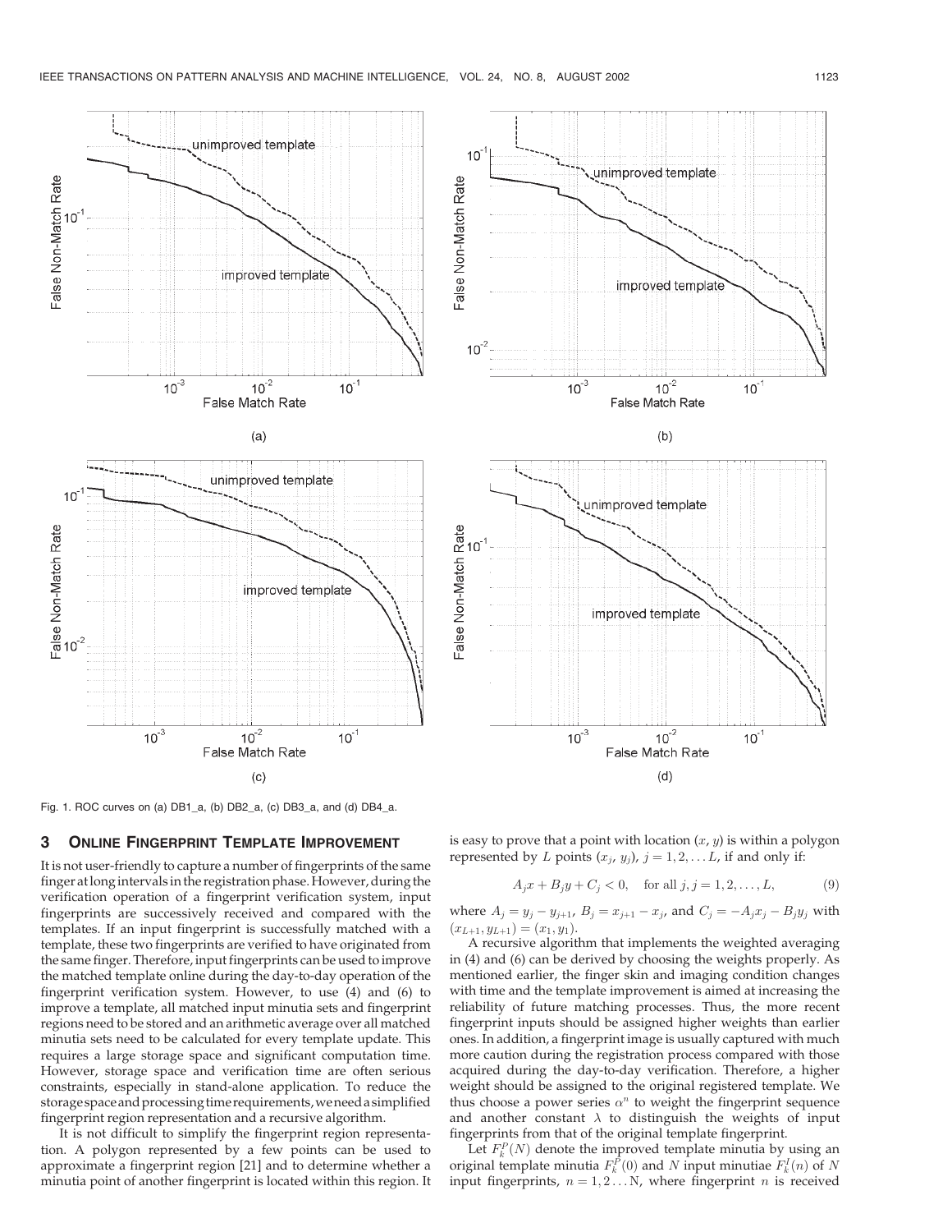Fig. 1. ROC curves on (a) DB1_a, (b) DB2_a, (c) DB3_a, and (d) DB4_a.

## 3 Online Fingerprint Template Improvement

It is not user-friendly to capture a number of fingerprints of the same finger at long intervals in the registration phase. However, during the verification operation of a fingerprint verification system, input fingerprints are successively received and compared with the templates. If an input fingerprint is successfully matched with a template, these two fingerprints are verified to have originated from the same finger. Therefore, input fingerprints can be used to improve the matched template online during the day-to-day operation of the fingerprint verification system. However, to use (4) and (6) to improve a template, all matched input minutia sets and fingerprint regions need to be stored and an arithmetic average over all matched minutia sets need to be calculated for every template update. This requires a large storage space and significant computation time. However, storage space and verification time are often serious constraints, especially in stand-alone application. To reduce the storage space and processing time requirements, we need a simplified fingerprint region representation and a recursive algorithm.

It is not difficult to simplify the fingerprint region representation. A polygon represented by a few points can be used to approximate a fingerprint region [21] and to determine whether a minutia point of another fingerprint is located within this region. It is easy to prove that a point with location $(x, y)$ is within a polygon represented by $L$ points $(x_j, y_j)$, $j = 1, 2, \ldots L$, if and only if:

$$A_j x + B_j y + C_j < 0, \quad \text{for all } j, j = 1, 2, \ldots, L, \tag{9}$$

where $A_j = y_j - y_{j+1}$, $B_j = x_{j+1} - x_j$, and $C_j = -A_j x_j - B_j y_j$ with $(x_{L+1}, y_{L+1}) = (x_1, y_1)$.

A recursive algorithm that implements the weighted averaging in (4) and (6) can be derived by choosing the weights properly. As mentioned earlier, the finger skin and imaging condition changes with time and the template improvement is aimed at increasing the reliability of future matching processes. Thus, the more recent fingerprint inputs should be assigned higher weights than earlier ones. In addition, a fingerprint image is usually captured with much more caution during the registration process compared with those acquired during the day-to-day verification. Therefore, a higher weight should be assigned to the original registered template. We thus choose a power series $\alpha^n$ to weight the fingerprint sequence and another constant $\lambda$ to distinguish the weights of input fingerprints from that of the original template fingerprint.

Let $F_k^P(N)$ denote the improved template minutia by using an original template minutia $F_k^P(0)$ and $N$ input minutiae $F_k^I(n)$ of $N$ input fingerprints, $n = 1, 2 \ldots \text{N}$, where fingerprint $n$ is received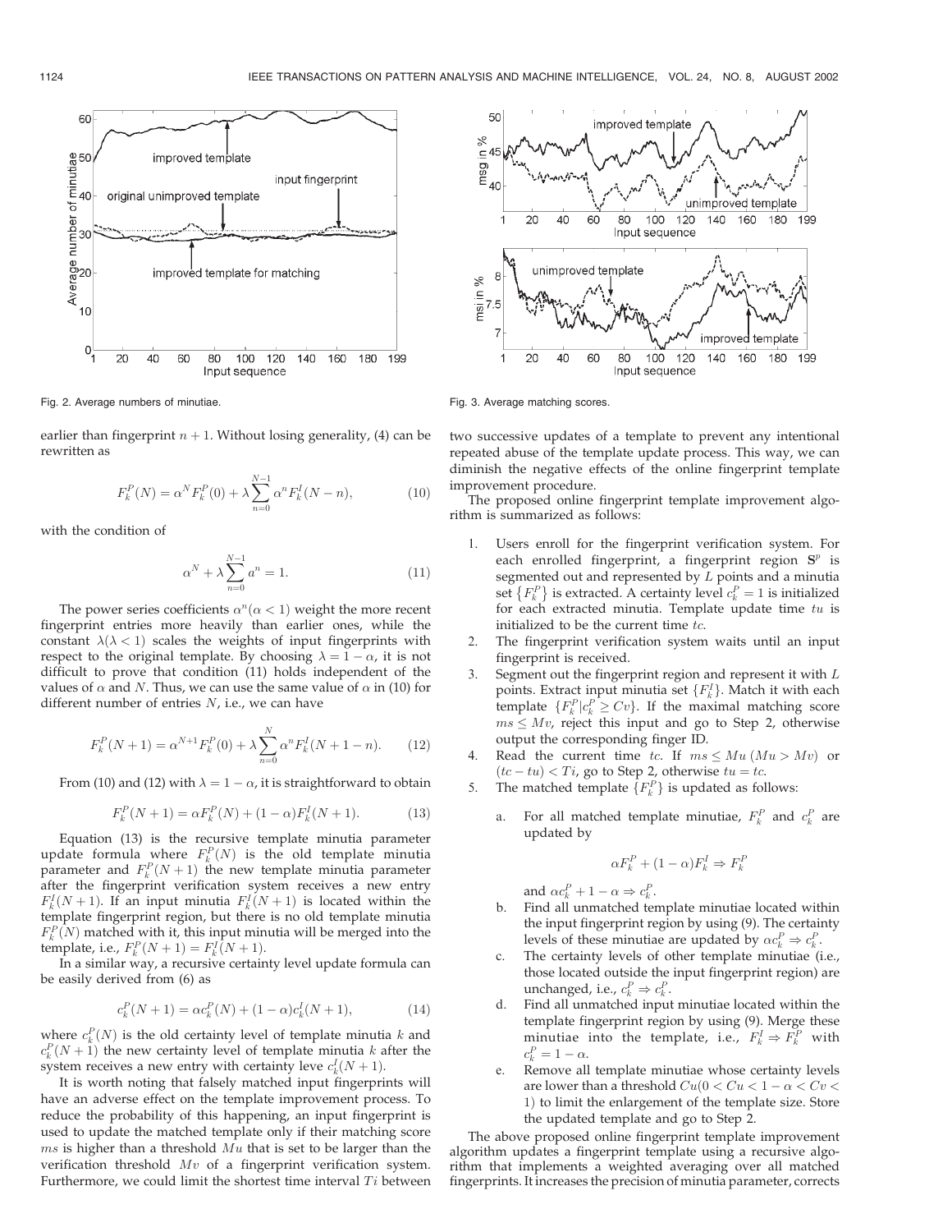Fig. 2. Average numbers of minutiae.

Fig. 3. Average matching scores.

earlier than fingerprint $n+1$. Without losing generality, (4) can be rewritten as

$$F_k^P(N) = \alpha^N F_k^P(0) + \lambda \sum_{n=0}^{N-1} \alpha^n F_k^I(N-n), \quad (10)$$

with the condition of

$$\alpha^N + \lambda \sum_{n=0}^{N-1} a^n = 1. \quad (11)$$

The power series coefficients $\alpha^n (\alpha < 1)$ weight the more recent fingerprint entries more heavily than earlier ones, while the constant $\lambda (\lambda < 1)$ scales the weights of input fingerprints with respect to the original template. By choosing $\lambda = 1 - \alpha$, it is not difficult to prove that condition (11) holds independent of the values of $\alpha$ and $N$. Thus, we can use the same value of $\alpha$ in (10) for different number of entries $N$, i.e., we can have

$$F_k^P(N+1) = \alpha^{N+1} F_k^P(0) + \lambda \sum_{n=0}^{N} \alpha^n F_k^I(N+1-n). \quad (12)$$

From (10) and (12) with $\lambda = 1 - \alpha$, it is straightforward to obtain

$$F_k^P(N+1) = \alpha F_k^P(N) + (1-\alpha) F_k^I(N+1). \quad (13)$$

Equation (13) is the recursive template minutia parameter update formula where $F_k^P(N)$ is the old template minutia parameter and $F_k^P(N+1)$ the new template minutia parameter after the fingerprint verification system receives a new entry $F_k^I(N+1)$. If an input minutia $F_k^I(N+1)$ is located within the template fingerprint region, but there is no old template minutia $F_k^P(N)$ matched with it, this input minutia will be merged into the template, i.e., $F_k^P(N+1) = F_k^I(N+1)$.

In a similar way, a recursive certainty level update formula can be easily derived from (6) as

$$c_k^P(N+1) = \alpha c_k^P(N) + (1-\alpha) c_k^I(N+1), \quad (14)$$

where $c_k^P(N)$ is the old certainty level of template minutia $k$ and $c_k^P(N+1)$ the new certainty level of template minutia $k$ after the system receives a new entry with certainty leve $c_k^I(N+1)$.

It is worth noting that falsely matched input fingerprints will have an adverse effect on the template improvement process. To reduce the probability of this happening, an input fingerprint is used to update the matched template only if their matching score $ms$ is higher than a threshold $Mu$ that is set to be larger than the verification threshold $Mv$ of a fingerprint verification system. Furthermore, we could limit the shortest time interval $Ti$ between two successive updates of a template to prevent any intentional repeated abuse of the template update process. This way, we can diminish the negative effects of the online fingerprint template improvement procedure.

The proposed online fingerprint template improvement algorithm is summarized as follows:

1. Users enroll for the fingerprint verification system. For each enrolled fingerprint, a fingerprint region $\mathbf{S}^p$ is segmented out and represented by $L$ points and a minutia set $\{F_k^P\}$ is extracted. A certainty level $c_k^P = 1$ is initialized for each extracted minutia. Template update time $tu$ is initialized to be the current time $tc$.
2. The fingerprint verification system waits until an input fingerprint is received.
3. Segment out the fingerprint region and represent it with $L$ points. Extract input minutia set $\{F_k^I\}$. Match it with each template $\{F_k^P | c_k^P \geq Cv\}$. If the maximal matching score $ms \leq Mv$, reject this input and go to Step 2, otherwise output the corresponding finger ID.
4. Read the current time $tc$. If $ms \leq Mu$ $(Mu > Mv)$ or $(tc - tu) < Ti$, go to Step 2, otherwise $tu = tc$.
5. The matched template $\{F_k^P\}$ is updated as follows:
   a. For all matched template minutiae, $F_k^P$ and $c_k^P$ are updated by
   $$\alpha F_k^P + (1-\alpha) F_k^I \Rightarrow F_k^P$$
   and $\alpha c_k^P + 1 - \alpha \Rightarrow c_k^P$.
   b. Find all unmatched template minutiae located within the input fingerprint region by using (9). The certainty levels of these minutiae are updated by $\alpha c_k^P \Rightarrow c_k^P$.
   c. The certainty levels of other template minutiae (i.e., those located outside the input fingerprint region) are unchanged, i.e., $c_k^P \Rightarrow c_k^P$.
   d. Find all unmatched input minutiae located within the template fingerprint region by using (9). Merge these minutiae into the template, i.e., $F_k^I \Rightarrow F_k^P$ with $c_k^P = 1 - \alpha$.
   e. Remove all template minutiae whose certainty levels are lower than a threshold $Cu (0 < Cu < 1 - \alpha < Cv < 1)$ to limit the enlargement of the template size. Store the updated template and go to Step 2.

The above proposed online fingerprint template improvement algorithm updates a fingerprint template using a recursive algorithm that implements a weighted averaging over all matched fingerprints. It increases the precision of minutia parameter, corrects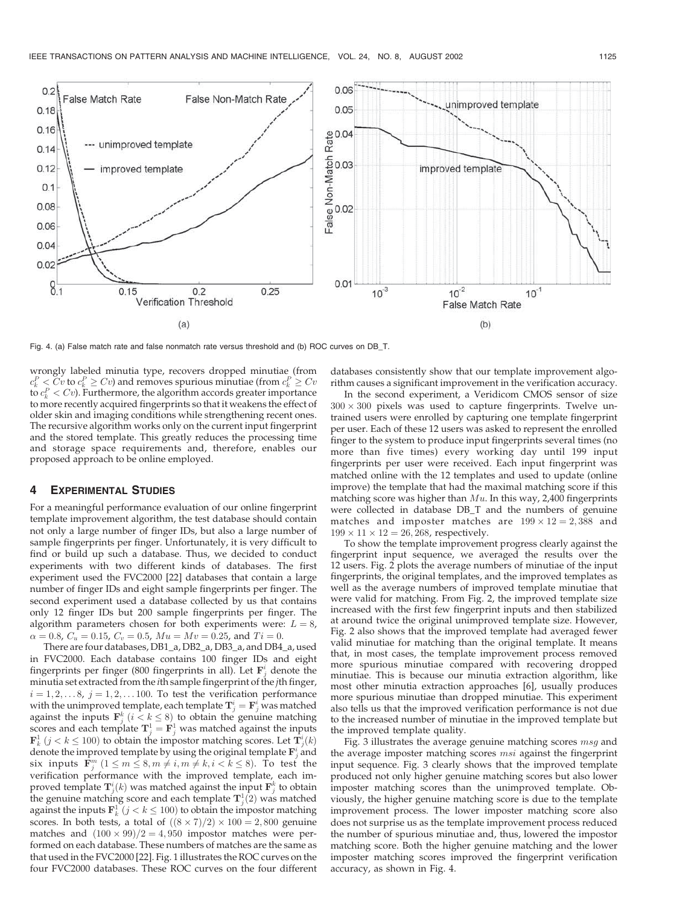Fig. 4. (a) False match rate and false nonmatch rate versus threshold and (b) ROC curves on DB_T.

wrongly labeled minutia type, recovers dropped minutiae (from $c_k^P < Cv$ to $c_k^P \geq Cv$) and removes spurious minutiae (from $c_k^P \geq Cv$ to $c_k^P < Cv$). Furthermore, the algorithm accords greater importance to more recently acquired fingerprints so that it weakens the effect of older skin and imaging conditions while strengthening recent ones. The recursive algorithm works only on the current input fingerprint and the stored template. This greatly reduces the processing time and storage space requirements and, therefore, enables our proposed approach to be online employed.

## 4 EXPERIMENTAL STUDIES

For a meaningful performance evaluation of our online fingerprint template improvement algorithm, the test database should contain not only a large number of finger IDs, but also a large number of sample fingerprints per finger. Unfortunately, it is very difficult to find or build up such a database. Thus, we decided to conduct experiments with two different kinds of databases. The first experiment used the FVC2000 [22] databases that contain a large number of finger IDs and eight sample fingerprints per finger. The second experiment used a database collected by us that contains only 12 finger IDs but 200 sample fingerprints per finger. The algorithm parameters chosen for both experiments were: $L = 8$, $\alpha = 0.8$, $C_u = 0.15$, $C_v = 0.5$, $Mu = Mv = 0.25$, and $Ti = 0$.

There are four databases, DB1_a, DB2_a, DB3_a, and DB4_a, used in FVC2000. Each database contains 100 finger IDs and eight fingerprints per finger (800 fingerprints in all). Let $\mathbf{F}_j^i$ denote the minutia set extracted from the $i$th sample fingerprint of the $j$th finger, $i = 1, 2, \ldots 8$, $j = 1, 2, \ldots 100$. To test the verification performance with the unimproved template, each template $\mathbf{T}_j^i = \mathbf{F}_j^i$ was matched against the inputs $\mathbf{F}_j^k$ $(i < k \leq 8)$ to obtain the genuine matching scores and each template $\mathbf{T}_j^1 = \mathbf{F}_j^1$ was matched against the inputs $\mathbf{F}_k^1$ $(j < k \leq 100)$ to obtain the impostor matching scores. Let $\mathbf{T}_j^i(k)$ denote the improved template by using the original template $\mathbf{F}_j^i$ and six inputs $\mathbf{F}_j^m$ $(1 \leq m \leq 8, m \neq i, m \neq k, i < k \leq 8)$. To test the verification performance with the improved template, each improved template $\mathbf{T}_j^i(k)$ was matched against the input $\mathbf{F}_j^k$ to obtain the genuine matching score and each template $\mathbf{T}_j^1(2)$ was matched against the inputs $\mathbf{F}_k^1$ $(j < k \leq 100)$ to obtain the impostor matching scores. In both tests, a total of $((8 \times 7)/2) \times 100 = 2{,}800$ genuine matches and $(100 \times 99)/2 = 4{,}950$ impostor matches were performed on each database. These numbers of matches are the same as that used in the FVC2000 [22]. Fig. 1 illustrates the ROC curves on the four FVC2000 databases. These ROC curves on the four different databases consistently show that our template improvement algorithm causes a significant improvement in the verification accuracy.

In the second experiment, a Veridicom CMOS sensor of size $300 \times 300$ pixels was used to capture fingerprints. Twelve untrained users were enrolled by capturing one template fingerprint per user. Each of these 12 users was asked to represent the enrolled finger to the system to produce input fingerprints several times (no more than five times) every working day until 199 input fingerprints per user were received. Each input fingerprint was matched online with the 12 templates and used to update (online improve) the template that had the maximal matching score if this matching score was higher than $Mu$. In this way, 2,400 fingerprints were collected in database DB_T and the numbers of genuine matches and imposter matches are $199 \times 12 = 2{,}388$ and $199 \times 11 \times 12 = 26{,}268$, respectively.

To show the template improvement progress clearly against the fingerprint input sequence, we averaged the results over the 12 users. Fig. 2 plots the average numbers of minutiae of the input fingerprints, the original templates, and the improved templates as well as the average numbers of improved template minutiae that were valid for matching. From Fig. 2, the improved template size increased with the first few fingerprint inputs and then stabilized at around twice the original unimproved template size. However, Fig. 2 also shows that the improved template had averaged fewer valid minutiae for matching than the original template. It means that, in most cases, the template improvement process removed more spurious minutiae compared with recovering dropped minutiae. This is because our minutia extraction algorithm, like most other minutia extraction approaches [6], usually produces more spurious minutiae than dropped minutiae. This experiment also tells us that the improved verification performance is not due to the increased number of minutiae in the improved template but the improved template quality.

Fig. 3 illustrates the average genuine matching scores $msg$ and the average imposter matching scores $msi$ against the fingerprint input sequence. Fig. 3 clearly shows that the improved template produced not only higher genuine matching scores but also lower imposter matching scores than the unimproved template. Obviously, the higher genuine matching score is due to the template improvement process. The lower imposter matching score also does not surprise us as the template improvement process reduced the number of spurious minutiae and, thus, lowered the impostor matching score. Both the higher genuine matching and the lower imposter matching scores improved the fingerprint verification accuracy, as shown in Fig. 4.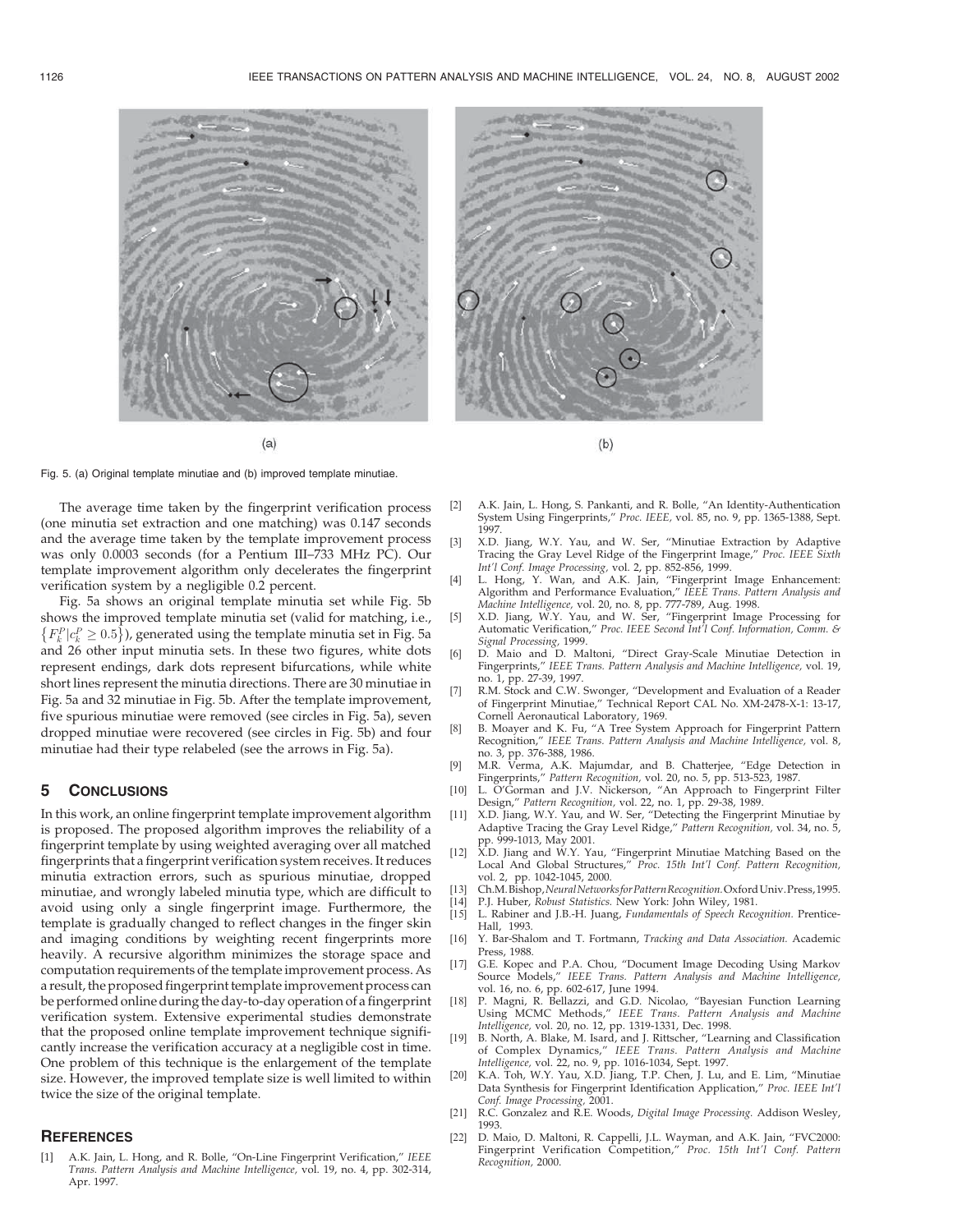Fig. 5. (a) Original template minutiae and (b) improved template minutiae.

The average time taken by the fingerprint verification process (one minutia set extraction and one matching) was 0.147 seconds and the average time taken by the template improvement process was only 0.0003 seconds (for a Pentium III–733 MHz PC). Our template improvement algorithm only decelerates the fingerprint verification system by a negligible 0.2 percent.

Fig. 5a shows an original template minutia set while Fig. 5b shows the improved template minutia set (valid for matching, i.e., $\{F_k^P | c_k^P \geq 0.5\}$), generated using the template minutia set in Fig. 5a and 26 other input minutia sets. In these two figures, white dots represent endings, dark dots represent bifurcations, while white short lines represent the minutia directions. There are 30 minutiae in Fig. 5a and 32 minutiae in Fig. 5b. After the template improvement, five spurious minutiae were removed (see circles in Fig. 5a), seven dropped minutiae were recovered (see circles in Fig. 5b) and four minutiae had their type relabeled (see the arrows in Fig. 5a).

## 5 Conclusions

In this work, an online fingerprint template improvement algorithm is proposed. The proposed algorithm improves the reliability of a fingerprint template by using weighted averaging over all matched fingerprints that a fingerprint verification system receives. It reduces minutia extraction errors, such as spurious minutiae, dropped minutiae, and wrongly labeled minutia type, which are difficult to avoid using only a single fingerprint image. Furthermore, the template is gradually changed to reflect changes in the finger skin and imaging conditions by weighting recent fingerprints more heavily. A recursive algorithm minimizes the storage space and computation requirements of the template improvement process. As a result, the proposed fingerprint template improvement process can be performed online during the day-to-day operation of a fingerprint verification system. Extensive experimental studies demonstrate that the proposed online template improvement technique significantly increase the verification accuracy at a negligible cost in time. One problem of this technique is the enlargement of the template size. However, the improved template size is well limited to within twice the size of the original template.

## References

[1] A.K. Jain, L. Hong, and R. Bolle, "On-Line Fingerprint Verification," *IEEE Trans. Pattern Analysis and Machine Intelligence,* vol. 19, no. 4, pp. 302-314, Apr. 1997.

[2] A.K. Jain, L. Hong, S. Pankanti, and R. Bolle, "An Identity-Authentication System Using Fingerprints," *Proc. IEEE,* vol. 85, no. 9, pp. 1365-1388, Sept. 1997.

[3] X.D. Jiang, W.Y. Yau, and W. Ser, "Minutiae Extraction by Adaptive Tracing the Gray Level Ridge of the Fingerprint Image," *Proc. IEEE Sixth Int'l Conf. Image Processing,* vol. 2, pp. 852-856, 1999.

[4] L. Hong, Y. Wan, and A.K. Jain, "Fingerprint Image Enhancement: Algorithm and Performance Evaluation," *IEEE Trans. Pattern Analysis and Machine Intelligence,* vol. 20, no. 8, pp. 777-789, Aug. 1998.

[5] X.D. Jiang, W.Y. Yau, and W. Ser, "Fingerprint Image Processing for Automatic Verification," *Proc. IEEE Second Int'l Conf. Information, Comm. & Signal Processing,* 1999.

[6] D. Maio and D. Maltoni, "Direct Gray-Scale Minutiae Detection in Fingerprints," *IEEE Trans. Pattern Analysis and Machine Intelligence,* vol. 19, no. 1, pp. 27-39, 1997.

[7] R.M. Stock and C.W. Swonger, "Development and Evaluation of a Reader of Fingerprint Minutiae," Technical Report CAL No. XM-2478-X-1: 13-17, Cornell Aeronautical Laboratory, 1969.

[8] B. Moayer and K. Fu, "A Tree System Approach for Fingerprint Pattern Recognition," *IEEE Trans. Pattern Analysis and Machine Intelligence,* vol. 8, no. 3, pp. 376-388, 1986.

[9] M.R. Verma, A.K. Majumdar, and B. Chatterjee, "Edge Detection in Fingerprints," *Pattern Recognition,* vol. 20, no. 5, pp. 513-523, 1987.

[10] L. O'Gorman and J.V. Nickerson, "An Approach to Fingerprint Filter Design," *Pattern Recognition,* vol. 22, no. 1, pp. 29-38, 1989.

[11] X.D. Jiang, W.Y. Yau, and W. Ser, "Detecting the Fingerprint Minutiae by Adaptive Tracing the Gray Level Ridge," *Pattern Recognition,* vol. 34, no. 5, pp. 999-1013, May 2001.

[12] X.D. Jiang and W.Y. Yau, "Fingerprint Minutiae Matching Based on the Local And Global Structures," *Proc. 15th Int'l Conf. Pattern Recognition,* vol. 2, pp. 1042-1045, 2000.

[13] Ch.M. Bishop, *Neural Networks for Pattern Recognition.* Oxford Univ. Press, 1995.

[14] P.J. Huber, *Robust Statistics.* New York: John Wiley, 1981.

[15] L. Rabiner and J.B.-H. Juang, *Fundamentals of Speech Recognition.* Prentice-Hall, 1993.

[16] Y. Bar-Shalom and T. Fortmann, *Tracking and Data Association.* Academic Press, 1988.

[17] G.E. Kopec and P.A. Chou, "Document Image Decoding Using Markov Source Models," *IEEE Trans. Pattern Analysis and Machine Intelligence,* vol. 16, no. 6, pp. 602-617, June 1994.

[18] P. Magni, R. Bellazzi, and G.D. Nicolao, "Bayesian Function Learning Using MCMC Methods," *IEEE Trans. Pattern Analysis and Machine Intelligence,* vol. 20, no. 12, pp. 1319-1331, Dec. 1998.

[19] B. North, A. Blake, M. Isard, and J. Rittscher, "Learning and Classification of Complex Dynamics," *IEEE Trans. Pattern Analysis and Machine Intelligence,* vol. 22, no. 9, pp. 1016-1034, Sept. 1997.

[20] K.A. Toh, W.Y. Yau, X.D. Jiang, T.P. Chen, J. Lu, and E. Lim, "Minutiae Data Synthesis for Fingerprint Identification Application," *Proc. IEEE Int'l Conf. Image Processing,* 2001.

[21] R.C. Gonzalez and R.E. Woods, *Digital Image Processing.* Addison Wesley, 1993.

[22] D. Maio, D. Maltoni, R. Cappelli, J.L. Wayman, and A.K. Jain, "FVC2000: Fingerprint Verification Competition," *Proc. 15th Int'l Conf. Pattern Recognition,* 2000.